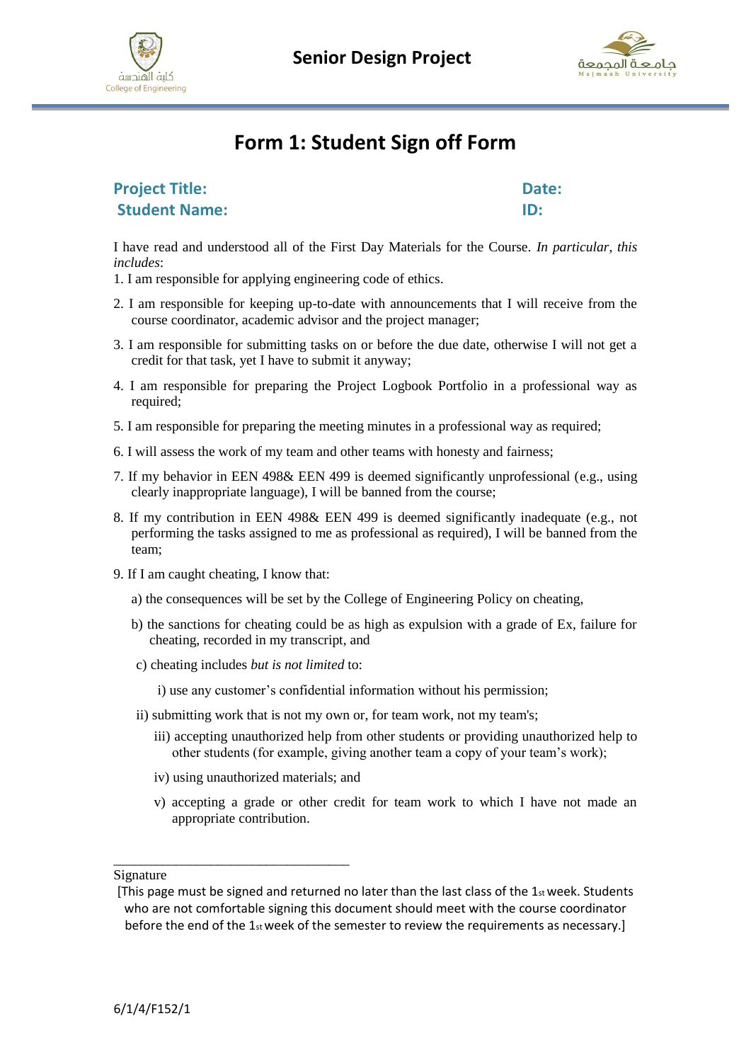# Form 1: Student Sign off Form

**Project Title:** **Date:**

**Student Name:** **ID:**

I have read and understood all of the First Day Materials for the Course. *In particular, this includes*:

1. I am responsible for applying engineering code of ethics.
2. I am responsible for keeping up-to-date with announcements that I will receive from the course coordinator, academic advisor and the project manager;
3. I am responsible for submitting tasks on or before the due date, otherwise I will not get a credit for that task, yet I have to submit it anyway;
4. I am responsible for preparing the Project Logbook Portfolio in a professional way as required;
5. I am responsible for preparing the meeting minutes in a professional way as required;
6. I will assess the work of my team and other teams with honesty and fairness;
7. If my behavior in EEN 498& EEN 499 is deemed significantly unprofessional (e.g., using clearly inappropriate language), I will be banned from the course;
8. If my contribution in EEN 498& EEN 499 is deemed significantly inadequate (e.g., not performing the tasks assigned to me as professional as required), I will be banned from the team;
9. If I am caught cheating, I know that:
   a) the consequences will be set by the College of Engineering Policy on cheating,
   b) the sanctions for cheating could be as high as expulsion with a grade of Ex, failure for cheating, recorded in my transcript, and
   c) cheating includes *but is not limited* to:
      i) use any customer's confidential information without his permission;
      ii) submitting work that is not my own or, for team work, not my team's;
      iii) accepting unauthorized help from other students or providing unauthorized help to other students (for example, giving another team a copy of your team's work);
      iv) using unauthorized materials; and
      v) accepting a grade or other credit for team work to which I have not made an appropriate contribution.

\_\_\_\_\_\_\_\_\_\_\_\_\_\_\_\_\_\_\_\_\_\_\_\_\_\_\_\_\_\_\_\_\_\_

Signature

[This page must be signed and returned no later than the last class of the 1st week. Students who are not comfortable signing this document should meet with the course coordinator before the end of the 1st week of the semester to review the requirements as necessary.]

6/1/4/F152/1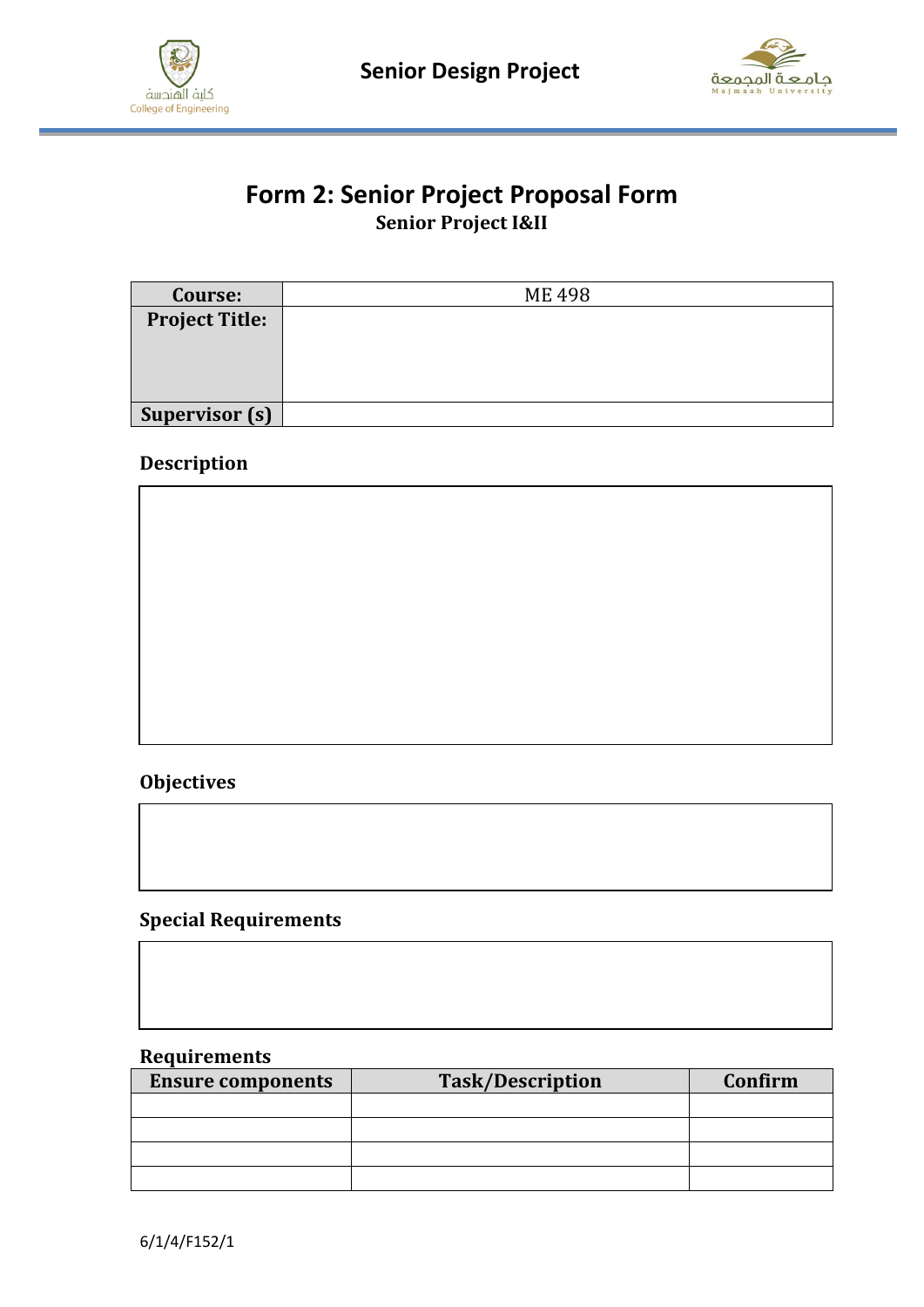# Form 2: Senior Project Proposal Form

**Senior Project I&II**

| Course: | ME 498 |
|---|---|
| Project Title: | |
| Supervisor (s) | |

### Description

### Objectives

### Special Requirements

### Requirements

| Ensure components | Task/Description | Confirm |
|---|---|---|
| | | |
| | | |
| | | |
| | | |

6/1/4/F152/1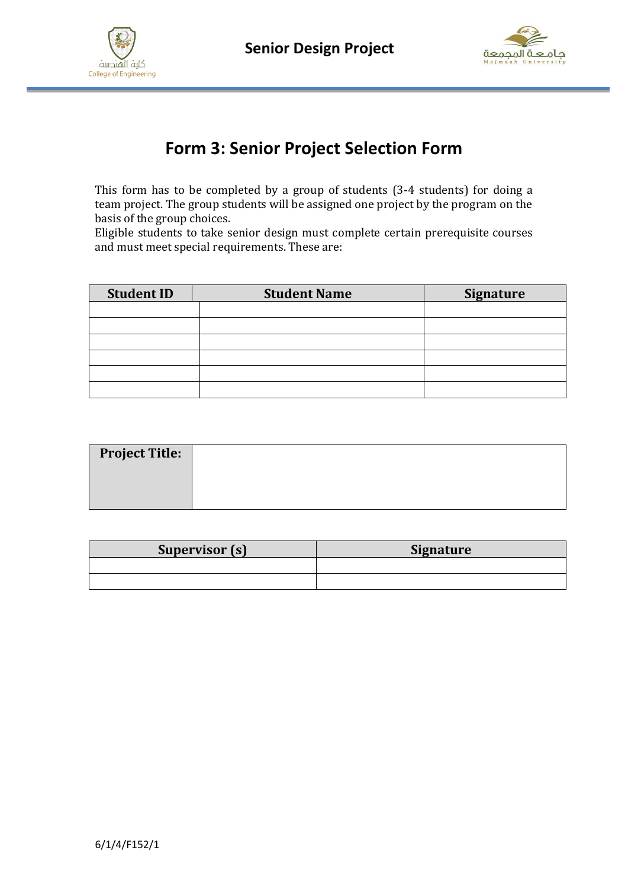# Form 3: Senior Project Selection Form

This form has to be completed by a group of students (3-4 students) for doing a team project. The group students will be assigned one project by the program on the basis of the group choices.
Eligible students to take senior design must complete certain prerequisite courses and must meet special requirements. These are:

| Student ID | Student Name | Signature |
| --- | --- | --- |
| | | |
| | | |
| | | |
| | | |
| | | |
| | | |

| Project Title: | |
| --- | --- |

| Supervisor (s) | Signature |
| --- | --- |
| | |
| | |

6/1/4/F152/1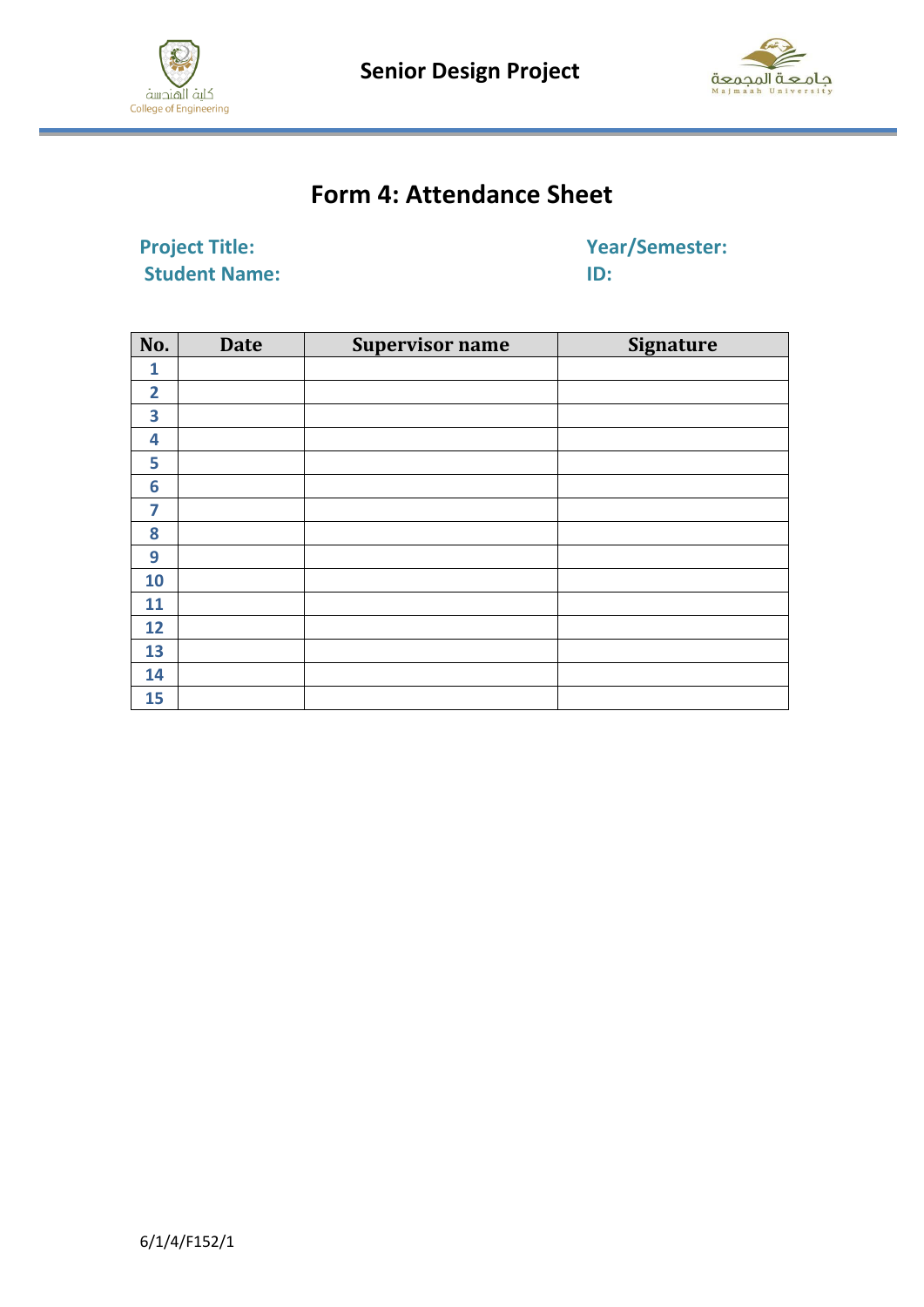# Form 4: Attendance Sheet

**Project Title:** **Year/Semester:**

**Student Name:** **ID:**

| No. | Date | Supervisor name | Signature |
|---|---|---|---|
| 1 | | | |
| 2 | | | |
| 3 | | | |
| 4 | | | |
| 5 | | | |
| 6 | | | |
| 7 | | | |
| 8 | | | |
| 9 | | | |
| 10 | | | |
| 11 | | | |
| 12 | | | |
| 13 | | | |
| 14 | | | |
| 15 | | | |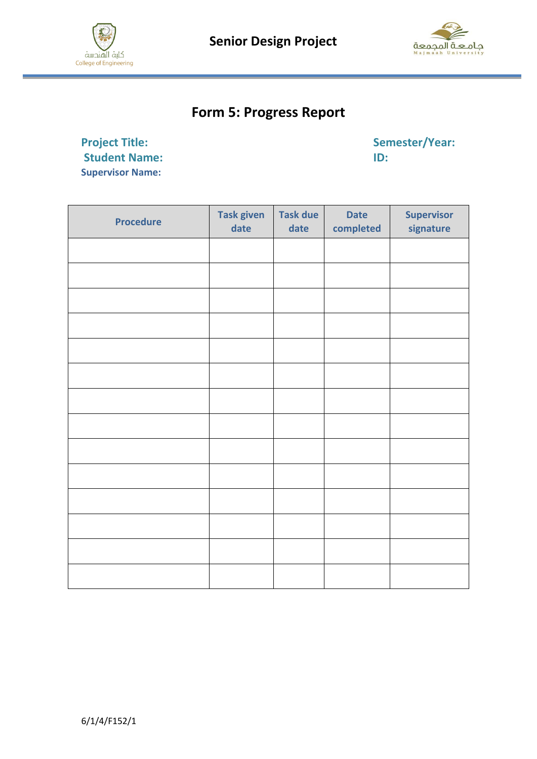# Senior Design Project

## Form 5: Progress Report

**Project Title:** **Semester/Year:**

**Student Name:** **ID:**

**Supervisor Name:**

| Procedure | Task given date | Task due date | Date completed | Supervisor signature |
|---|---|---|---|---|
| | | | | |
| | | | | |
| | | | | |
| | | | | |
| | | | | |
| | | | | |
| | | | | |
| | | | | |
| | | | | |
| | | | | |
| | | | | |
| | | | | |
| | | | | |
| | | | | |

6/1/4/F152/1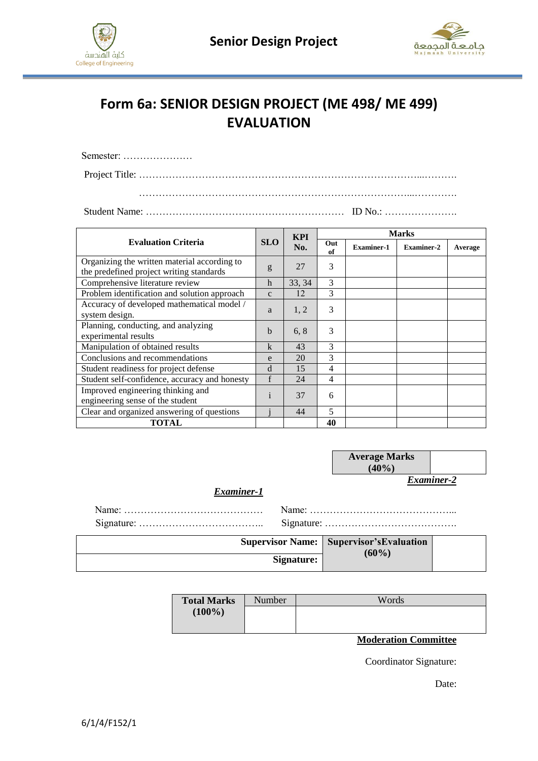# Form 6a: SENIOR DESIGN PROJECT (ME 498/ ME 499) EVALUATION

Semester: …………………

Project Title: ……………………………………………………………………………...……….

……………………………………………………………………………...………….

Student Name: ……………………………………………………  ID No.: ………………….

| Evaluation Criteria | SLO | KPI No. | Marks | | | |
|---|---|---|---|---|---|---|
| | | | Out of | Examiner-1 | Examiner-2 | Average |
| Organizing the written material according to the predefined project writing standards | g | 27 | 3 | | | |
| Comprehensive literature review | h | 33, 34 | 3 | | | |
| Problem identification and solution approach | c | 12 | 3 | | | |
| Accuracy of developed mathematical model / system design. | a | 1, 2 | 3 | | | |
| Planning, conducting, and analyzing experimental results | b | 6, 8 | 3 | | | |
| Manipulation of obtained results | k | 43 | 3 | | | |
| Conclusions and recommendations | e | 20 | 3 | | | |
| Student readiness for project defense | d | 15 | 4 | | | |
| Student self-confidence, accuracy and honesty | f | 24 | 4 | | | |
| Improved engineering thinking and engineering sense of the student | i | 37 | 6 | | | |
| Clear and organized answering of questions | j | 44 | 5 | | | |
| **TOTAL** | | | **40** | | | |

| Average Marks (40%) | |
|---|---|

***Examiner-1***

Name: ……………………………………
Signature: ………………………………..

***Examiner-2***

Name: ……………………………………...
Signature: ………………………………….

| Supervisor Name: | Supervisor'sEvaluation (60%) | |
|---|---|---|
| Signature: | | |

| Total Marks (100%) | Number | Words |
|---|---|---|
| | | |

**Moderation Committee**

Coordinator Signature:

Date:

6/1/4/F152/1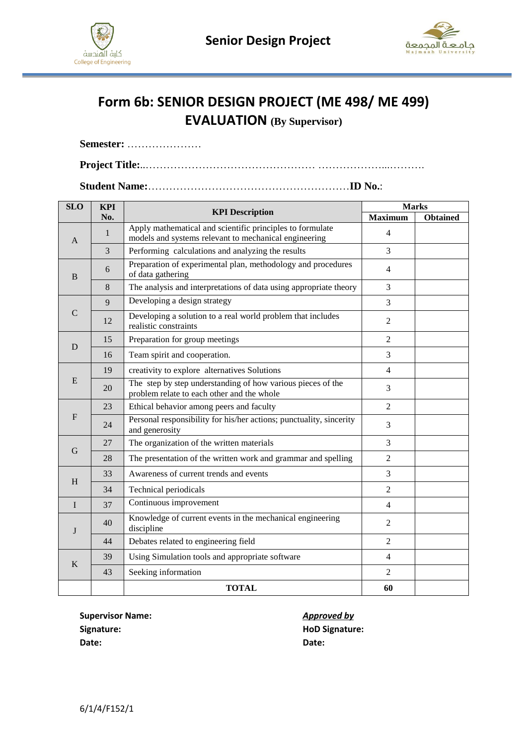# Form 6b: SENIOR DESIGN PROJECT (ME 498/ ME 499) EVALUATION (By Supervisor)

**Semester:** …………………

**Project Title:**..………………………………………… ………………...……….

**Student Name:**…………………………………………………**ID No.**:

| SLO | KPI No. | KPI Description | Marks | |
|---|---|---|---|---|
| | | | Maximum | Obtained |
| A | 1 | Apply mathematical and scientific principles to formulate models and systems relevant to mechanical engineering | 4 | |
| | 3 | Performing calculations and analyzing the results | 3 | |
| B | 6 | Preparation of experimental plan, methodology and procedures of data gathering | 4 | |
| | 8 | The analysis and interpretations of data using appropriate theory | 3 | |
| C | 9 | Developing a design strategy | 3 | |
| | 12 | Developing a solution to a real world problem that includes realistic constraints | 2 | |
| D | 15 | Preparation for group meetings | 2 | |
| | 16 | Team spirit and cooperation. | 3 | |
| E | 19 | creativity to explore alternatives Solutions | 4 | |
| | 20 | The step by step understanding of how various pieces of the problem relate to each other and the whole | 3 | |
| F | 23 | Ethical behavior among peers and faculty | 2 | |
| | 24 | Personal responsibility for his/her actions; punctuality, sincerity and generosity | 3 | |
| G | 27 | The organization of the written materials | 3 | |
| | 28 | The presentation of the written work and grammar and spelling | 2 | |
| H | 33 | Awareness of current trends and events | 3 | |
| | 34 | Technical periodicals | 2 | |
| I | 37 | Continuous improvement | 4 | |
| J | 40 | Knowledge of current events in the mechanical engineering discipline | 2 | |
| | 44 | Debates related to engineering field | 2 | |
| K | 39 | Using Simulation tools and appropriate software | 4 | |
| | 43 | Seeking information | 2 | |
| | | **TOTAL** | **60** | |

**Supervisor Name:**
**Signature:**
**Date:**

***Approved by***
**HoD Signature:**
**Date:**

6/1/4/F152/1